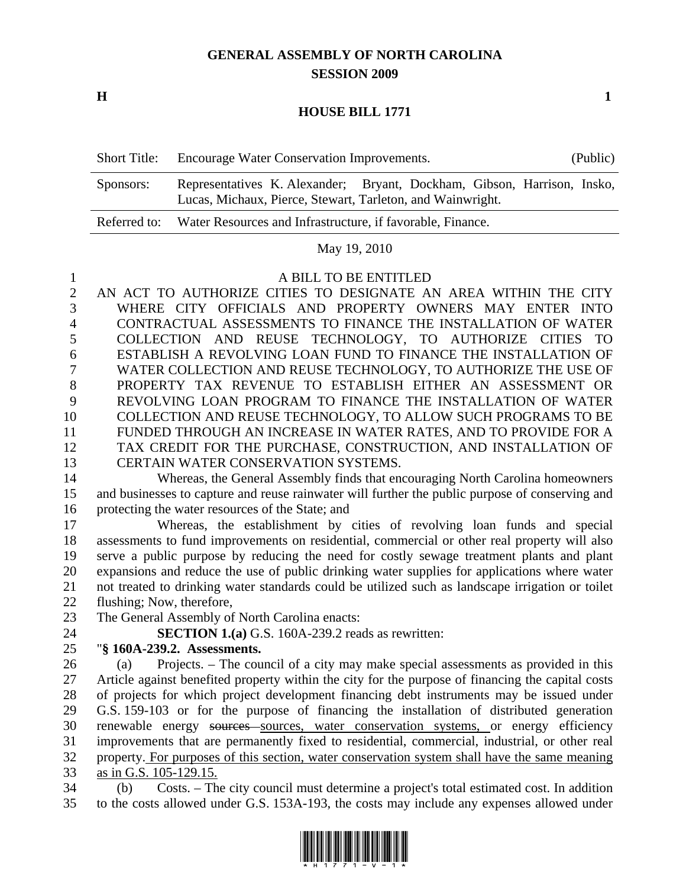# GENERAL ASSEMBLY OF NORTH CAROLINA
## SESSION 2009

**H** **1**

## HOUSE BILL 1771

| | | |
|---|---|---|
| Short Title: | Encourage Water Conservation Improvements. | (Public) |
| Sponsors: | Representatives K. Alexander; Bryant, Dockham, Gibson, Harrison, Insko, Lucas, Michaux, Pierce, Stewart, Tarleton, and Wainwright. | |
| Referred to: | Water Resources and Infrastructure, if favorable, Finance. | |

May 19, 2010

A BILL TO BE ENTITLED

AN ACT TO AUTHORIZE CITIES TO DESIGNATE AN AREA WITHIN THE CITY WHERE CITY OFFICIALS AND PROPERTY OWNERS MAY ENTER INTO CONTRACTUAL ASSESSMENTS TO FINANCE THE INSTALLATION OF WATER COLLECTION AND REUSE TECHNOLOGY, TO AUTHORIZE CITIES TO ESTABLISH A REVOLVING LOAN FUND TO FINANCE THE INSTALLATION OF WATER COLLECTION AND REUSE TECHNOLOGY, TO AUTHORIZE THE USE OF PROPERTY TAX REVENUE TO ESTABLISH EITHER AN ASSESSMENT OR REVOLVING LOAN PROGRAM TO FINANCE THE INSTALLATION OF WATER COLLECTION AND REUSE TECHNOLOGY, TO ALLOW SUCH PROGRAMS TO BE FUNDED THROUGH AN INCREASE IN WATER RATES, AND TO PROVIDE FOR A TAX CREDIT FOR THE PURCHASE, CONSTRUCTION, AND INSTALLATION OF CERTAIN WATER CONSERVATION SYSTEMS.

Whereas, the General Assembly finds that encouraging North Carolina homeowners and businesses to capture and reuse rainwater will further the public purpose of conserving and protecting the water resources of the State; and

Whereas, the establishment by cities of revolving loan funds and special assessments to fund improvements on residential, commercial or other real property will also serve a public purpose by reducing the need for costly sewage treatment plants and plant expansions and reduce the use of public drinking water supplies for applications where water not treated to drinking water standards could be utilized such as landscape irrigation or toilet flushing; Now, therefore,

The General Assembly of North Carolina enacts:

**SECTION 1.(a)** G.S. 160A-239.2 reads as rewritten:

"**§ 160A-239.2. Assessments.**

(a) Projects. – The council of a city may make special assessments as provided in this Article against benefited property within the city for the purpose of financing the capital costs of projects for which project development financing debt instruments may be issued under G.S. 159-103 or for the purpose of financing the installation of distributed generation renewable energy ~~sources~~ sources, water conservation systems, or energy efficiency improvements that are permanently fixed to residential, commercial, industrial, or other real property. For purposes of this section, water conservation system shall have the same meaning as in G.S. 105-129.15.

(b) Costs. – The city council must determine a project's total estimated cost. In addition to the costs allowed under G.S. 153A-193, the costs may include any expenses allowed under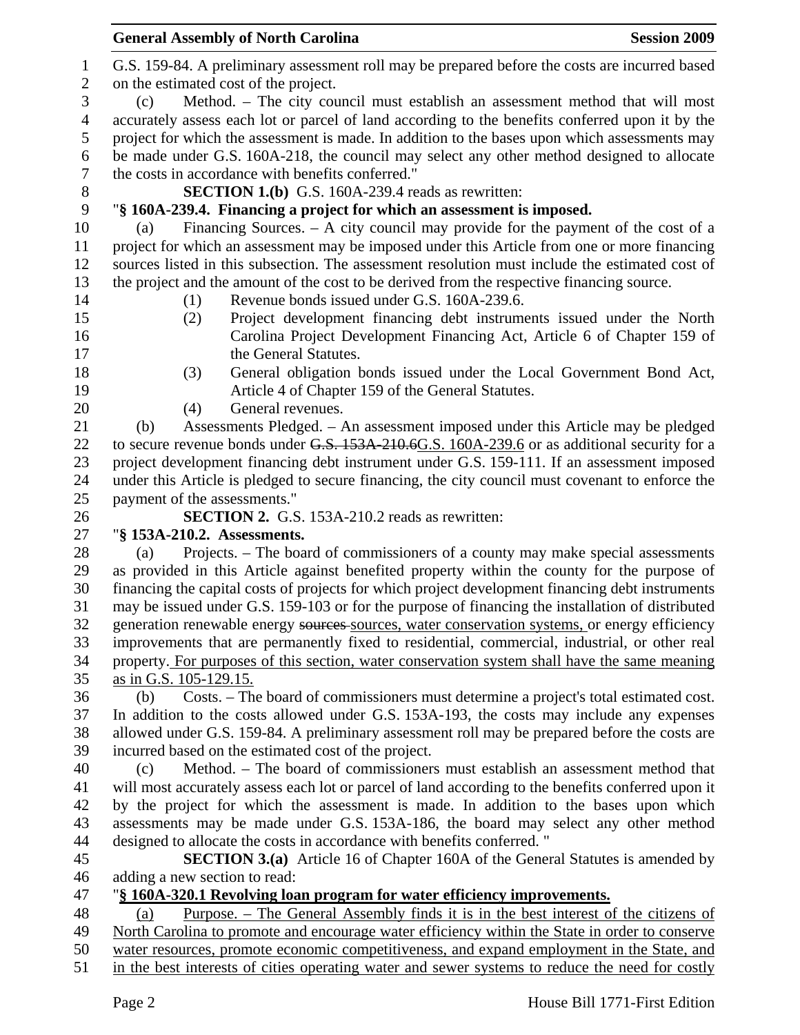G.S. 159-84. A preliminary assessment roll may be prepared before the costs are incurred based on the estimated cost of the project.

(c) Method. – The city council must establish an assessment method that will most accurately assess each lot or parcel of land according to the benefits conferred upon it by the project for which the assessment is made. In addition to the bases upon which assessments may be made under G.S. 160A-218, the council may select any other method designed to allocate the costs in accordance with benefits conferred."

**SECTION 1.(b)** G.S. 160A-239.4 reads as rewritten:

"**§ 160A-239.4. Financing a project for which an assessment is imposed.**

(a) Financing Sources. – A city council may provide for the payment of the cost of a project for which an assessment may be imposed under this Article from one or more financing sources listed in this subsection. The assessment resolution must include the estimated cost of the project and the amount of the cost to be derived from the respective financing source.

(1) Revenue bonds issued under G.S. 160A-239.6.

(2) Project development financing debt instruments issued under the North Carolina Project Development Financing Act, Article 6 of Chapter 159 of the General Statutes.

(3) General obligation bonds issued under the Local Government Bond Act, Article 4 of Chapter 159 of the General Statutes.

(4) General revenues.

(b) Assessments Pledged. – An assessment imposed under this Article may be pledged to secure revenue bonds under ~~G.S. 153A-210.6~~<u>G.S. 160A-239.6</u> or as additional security for a project development financing debt instrument under G.S. 159-111. If an assessment imposed under this Article is pledged to secure financing, the city council must covenant to enforce the payment of the assessments."

**SECTION 2.** G.S. 153A-210.2 reads as rewritten:

"**§ 153A-210.2. Assessments.**

(a) Projects. – The board of commissioners of a county may make special assessments as provided in this Article against benefited property within the county for the purpose of financing the capital costs of projects for which project development financing debt instruments may be issued under G.S. 159-103 or for the purpose of financing the installation of distributed generation renewable energy ~~sources~~ <u>sources, water conservation systems,</u> or energy efficiency improvements that are permanently fixed to residential, commercial, industrial, or other real property<u>. For purposes of this section, water conservation system shall have the same meaning as in G.S. 105-129.15.</u>

(b) Costs. – The board of commissioners must determine a project's total estimated cost. In addition to the costs allowed under G.S. 153A-193, the costs may include any expenses allowed under G.S. 159-84. A preliminary assessment roll may be prepared before the costs are incurred based on the estimated cost of the project.

(c) Method. – The board of commissioners must establish an assessment method that will most accurately assess each lot or parcel of land according to the benefits conferred upon it by the project for which the assessment is made. In addition to the bases upon which assessments may be made under G.S. 153A-186, the board may select any other method designed to allocate the costs in accordance with benefits conferred. "

**SECTION 3.(a)** Article 16 of Chapter 160A of the General Statutes is amended by adding a new section to read:

"**<u>§ 160A-320.1 Revolving loan program for water efficiency improvements.</u>**

<u>(a) Purpose. – The General Assembly finds it is in the best interest of the citizens of North Carolina to promote and encourage water efficiency within the State in order to conserve water resources, promote economic competitiveness, and expand employment in the State, and in the best interests of cities operating water and sewer systems to reduce the need for costly</u>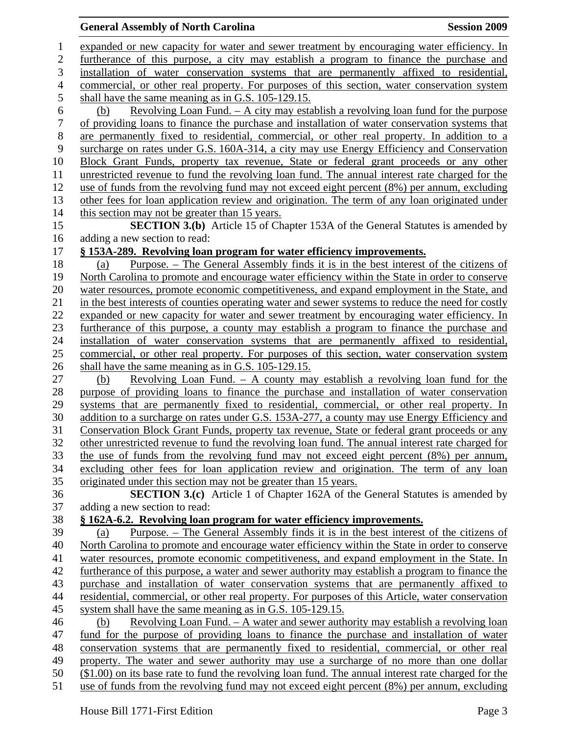expanded or new capacity for water and sewer treatment by encouraging water efficiency. In furtherance of this purpose, a city may establish a program to finance the purchase and installation of water conservation systems that are permanently affixed to residential, commercial, or other real property. For purposes of this section, water conservation system shall have the same meaning as in G.S. 105-129.15.

(b) Revolving Loan Fund. – A city may establish a revolving loan fund for the purpose of providing loans to finance the purchase and installation of water conservation systems that are permanently fixed to residential, commercial, or other real property. In addition to a surcharge on rates under G.S. 160A-314, a city may use Energy Efficiency and Conservation Block Grant Funds, property tax revenue, State or federal grant proceeds or any other unrestricted revenue to fund the revolving loan fund. The annual interest rate charged for the use of funds from the revolving fund may not exceed eight percent (8%) per annum, excluding other fees for loan application review and origination. The term of any loan originated under this section may not be greater than 15 years.

**SECTION 3.(b)** Article 15 of Chapter 153A of the General Statutes is amended by adding a new section to read:

**§ 153A-289. Revolving loan program for water efficiency improvements.**

(a) Purpose. – The General Assembly finds it is in the best interest of the citizens of North Carolina to promote and encourage water efficiency within the State in order to conserve water resources, promote economic competitiveness, and expand employment in the State, and in the best interests of counties operating water and sewer systems to reduce the need for costly expanded or new capacity for water and sewer treatment by encouraging water efficiency. In furtherance of this purpose, a county may establish a program to finance the purchase and installation of water conservation systems that are permanently affixed to residential, commercial, or other real property. For purposes of this section, water conservation system shall have the same meaning as in G.S. 105-129.15.

(b) Revolving Loan Fund. – A county may establish a revolving loan fund for the purpose of providing loans to finance the purchase and installation of water conservation systems that are permanently fixed to residential, commercial, or other real property. In addition to a surcharge on rates under G.S. 153A-277, a county may use Energy Efficiency and Conservation Block Grant Funds, property tax revenue, State or federal grant proceeds or any other unrestricted revenue to fund the revolving loan fund. The annual interest rate charged for the use of funds from the revolving fund may not exceed eight percent (8%) per annum, excluding other fees for loan application review and origination. The term of any loan originated under this section may not be greater than 15 years.

**SECTION 3.(c)** Article 1 of Chapter 162A of the General Statutes is amended by adding a new section to read:

**§ 162A-6.2. Revolving loan program for water efficiency improvements.**

(a) Purpose. – The General Assembly finds it is in the best interest of the citizens of North Carolina to promote and encourage water efficiency within the State in order to conserve water resources, promote economic competitiveness, and expand employment in the State. In furtherance of this purpose, a water and sewer authority may establish a program to finance the purchase and installation of water conservation systems that are permanently affixed to residential, commercial, or other real property. For purposes of this Article, water conservation system shall have the same meaning as in G.S. 105-129.15.

(b) Revolving Loan Fund. – A water and sewer authority may establish a revolving loan fund for the purpose of providing loans to finance the purchase and installation of water conservation systems that are permanently fixed to residential, commercial, or other real property. The water and sewer authority may use a surcharge of no more than one dollar ($1.00) on its base rate to fund the revolving loan fund. The annual interest rate charged for the use of funds from the revolving fund may not exceed eight percent (8%) per annum, excluding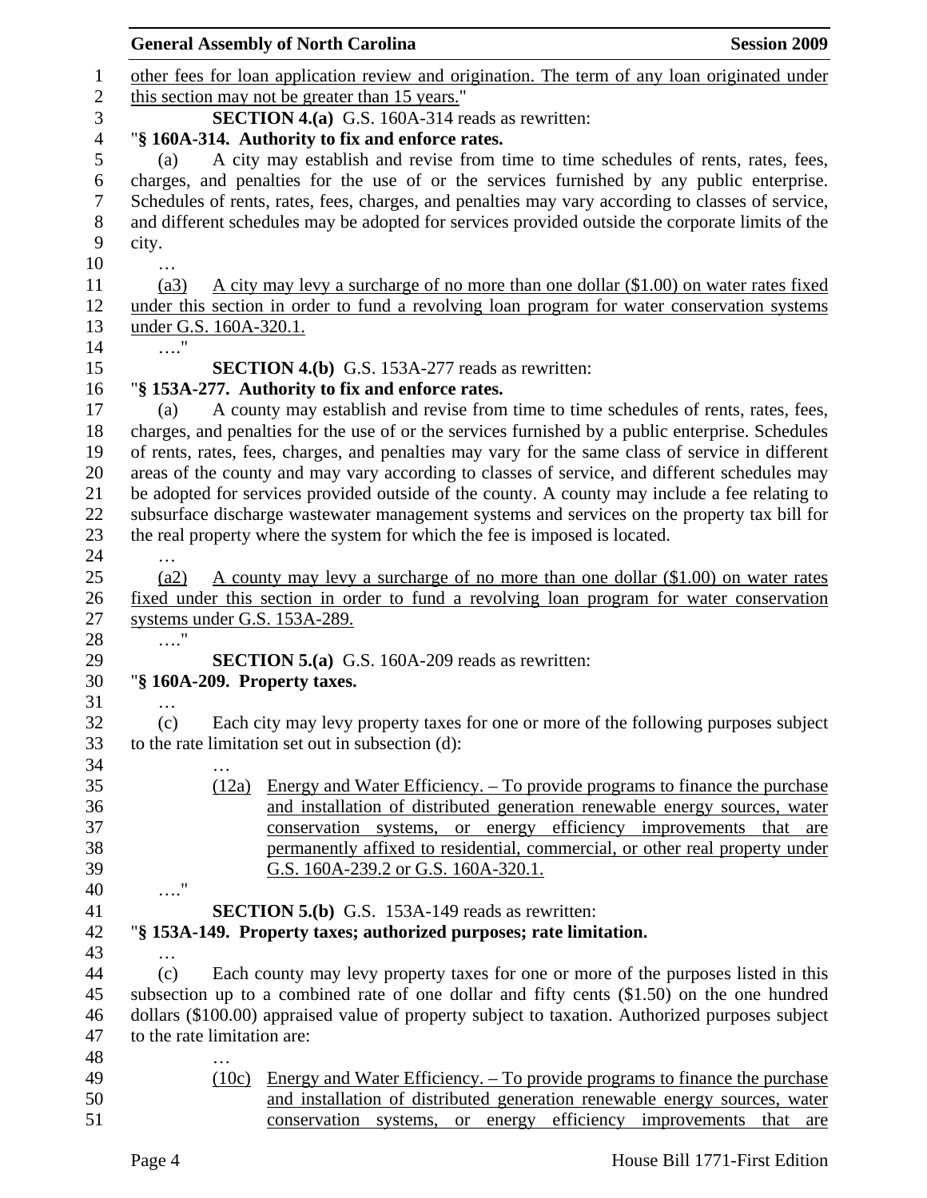other fees for loan application review and origination. The term of any loan originated under this section may not be greater than 15 years."

**SECTION 4.(a)** G.S. 160A-314 reads as rewritten:

"**§ 160A-314. Authority to fix and enforce rates.**

(a) A city may establish and revise from time to time schedules of rents, rates, fees, charges, and penalties for the use of or the services furnished by any public enterprise. Schedules of rents, rates, fees, charges, and penalties may vary according to classes of service, and different schedules may be adopted for services provided outside the corporate limits of the city.

…

(a3) A city may levy a surcharge of no more than one dollar ($1.00) on water rates fixed under this section in order to fund a revolving loan program for water conservation systems under G.S. 160A-320.1.

…."

**SECTION 4.(b)** G.S. 153A-277 reads as rewritten:

"**§ 153A-277. Authority to fix and enforce rates.**

(a) A county may establish and revise from time to time schedules of rents, rates, fees, charges, and penalties for the use of or the services furnished by a public enterprise. Schedules of rents, rates, fees, charges, and penalties may vary for the same class of service in different areas of the county and may vary according to classes of service, and different schedules may be adopted for services provided outside of the county. A county may include a fee relating to subsurface discharge wastewater management systems and services on the property tax bill for the real property where the system for which the fee is imposed is located.

…

(a2) A county may levy a surcharge of no more than one dollar ($1.00) on water rates fixed under this section in order to fund a revolving loan program for water conservation systems under G.S. 153A-289.

…."

**SECTION 5.(a)** G.S. 160A-209 reads as rewritten:

"**§ 160A-209. Property taxes.**

…

(c) Each city may levy property taxes for one or more of the following purposes subject to the rate limitation set out in subsection (d):

…

(12a) Energy and Water Efficiency. – To provide programs to finance the purchase and installation of distributed generation renewable energy sources, water conservation systems, or energy efficiency improvements that are permanently affixed to residential, commercial, or other real property under G.S. 160A-239.2 or G.S. 160A-320.1.

…."

**SECTION 5.(b)** G.S. 153A-149 reads as rewritten:

"**§ 153A-149. Property taxes; authorized purposes; rate limitation.**

…

(c) Each county may levy property taxes for one or more of the purposes listed in this subsection up to a combined rate of one dollar and fifty cents ($1.50) on the one hundred dollars ($100.00) appraised value of property subject to taxation. Authorized purposes subject to the rate limitation are:

…

(10c) Energy and Water Efficiency. – To provide programs to finance the purchase and installation of distributed generation renewable energy sources, water conservation systems, or energy efficiency improvements that are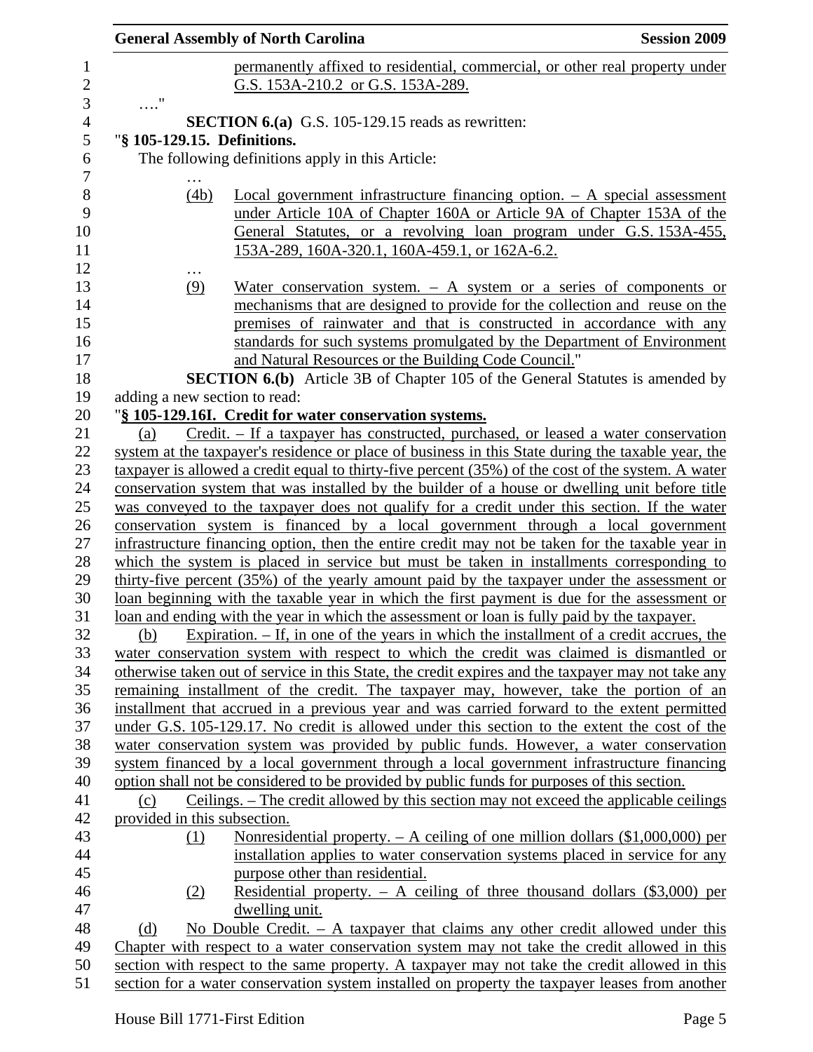permanently affixed to residential, commercial, or other real property under G.S. 153A-210.2 or G.S. 153A-289.

…."

**SECTION 6.(a)** G.S. 105-129.15 reads as rewritten:

"**§ 105-129.15. Definitions.**

The following definitions apply in this Article:

…

(4b) Local government infrastructure financing option. – A special assessment under Article 10A of Chapter 160A or Article 9A of Chapter 153A of the General Statutes, or a revolving loan program under G.S. 153A-455, 153A-289, 160A-320.1, 160A-459.1, or 162A-6.2.

…

(9) Water conservation system. – A system or a series of components or mechanisms that are designed to provide for the collection and reuse on the premises of rainwater and that is constructed in accordance with any standards for such systems promulgated by the Department of Environment and Natural Resources or the Building Code Council."

**SECTION 6.(b)** Article 3B of Chapter 105 of the General Statutes is amended by adding a new section to read:

"**§ 105-129.16I. Credit for water conservation systems.**

(a) Credit. – If a taxpayer has constructed, purchased, or leased a water conservation system at the taxpayer's residence or place of business in this State during the taxable year, the taxpayer is allowed a credit equal to thirty-five percent (35%) of the cost of the system. A water conservation system that was installed by the builder of a house or dwelling unit before title was conveyed to the taxpayer does not qualify for a credit under this section. If the water conservation system is financed by a local government through a local government infrastructure financing option, then the entire credit may not be taken for the taxable year in which the system is placed in service but must be taken in installments corresponding to thirty-five percent (35%) of the yearly amount paid by the taxpayer under the assessment or loan beginning with the taxable year in which the first payment is due for the assessment or loan and ending with the year in which the assessment or loan is fully paid by the taxpayer.

(b) Expiration. – If, in one of the years in which the installment of a credit accrues, the water conservation system with respect to which the credit was claimed is dismantled or otherwise taken out of service in this State, the credit expires and the taxpayer may not take any remaining installment of the credit. The taxpayer may, however, take the portion of an installment that accrued in a previous year and was carried forward to the extent permitted under G.S. 105-129.17. No credit is allowed under this section to the extent the cost of the water conservation system was provided by public funds. However, a water conservation system financed by a local government through a local government infrastructure financing option shall not be considered to be provided by public funds for purposes of this section.

(c) Ceilings. – The credit allowed by this section may not exceed the applicable ceilings provided in this subsection.

(1) Nonresidential property. – A ceiling of one million dollars ($1,000,000) per installation applies to water conservation systems placed in service for any purpose other than residential.

(2) Residential property. – A ceiling of three thousand dollars ($3,000) per dwelling unit.

(d) No Double Credit. – A taxpayer that claims any other credit allowed under this Chapter with respect to a water conservation system may not take the credit allowed in this section with respect to the same property. A taxpayer may not take the credit allowed in this section for a water conservation system installed on property the taxpayer leases from another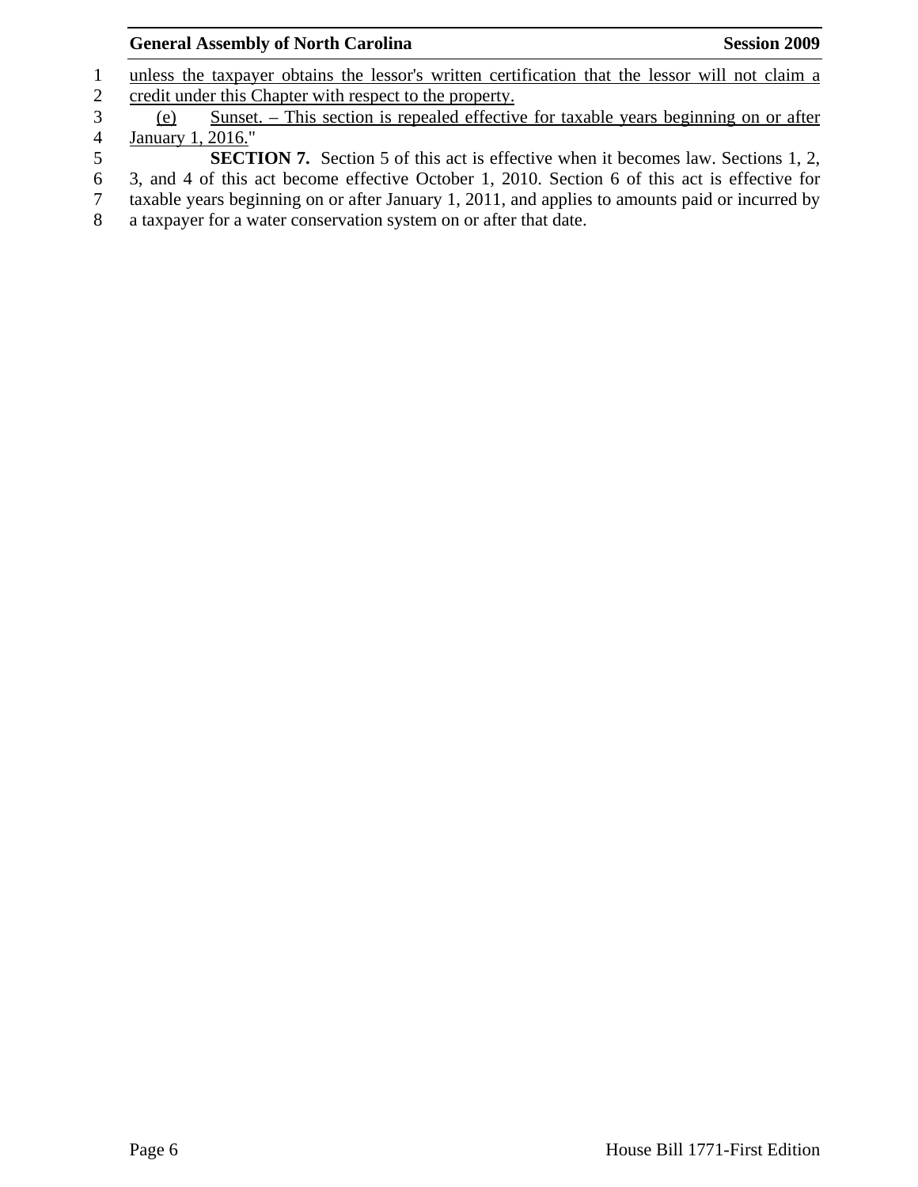unless the taxpayer obtains the lessor's written certification that the lessor will not claim a credit under this Chapter with respect to the property.

(e) Sunset. – This section is repealed effective for taxable years beginning on or after January 1, 2016."

**SECTION 7.** Section 5 of this act is effective when it becomes law. Sections 1, 2, 3, and 4 of this act become effective October 1, 2010. Section 6 of this act is effective for taxable years beginning on or after January 1, 2011, and applies to amounts paid or incurred by a taxpayer for a water conservation system on or after that date.